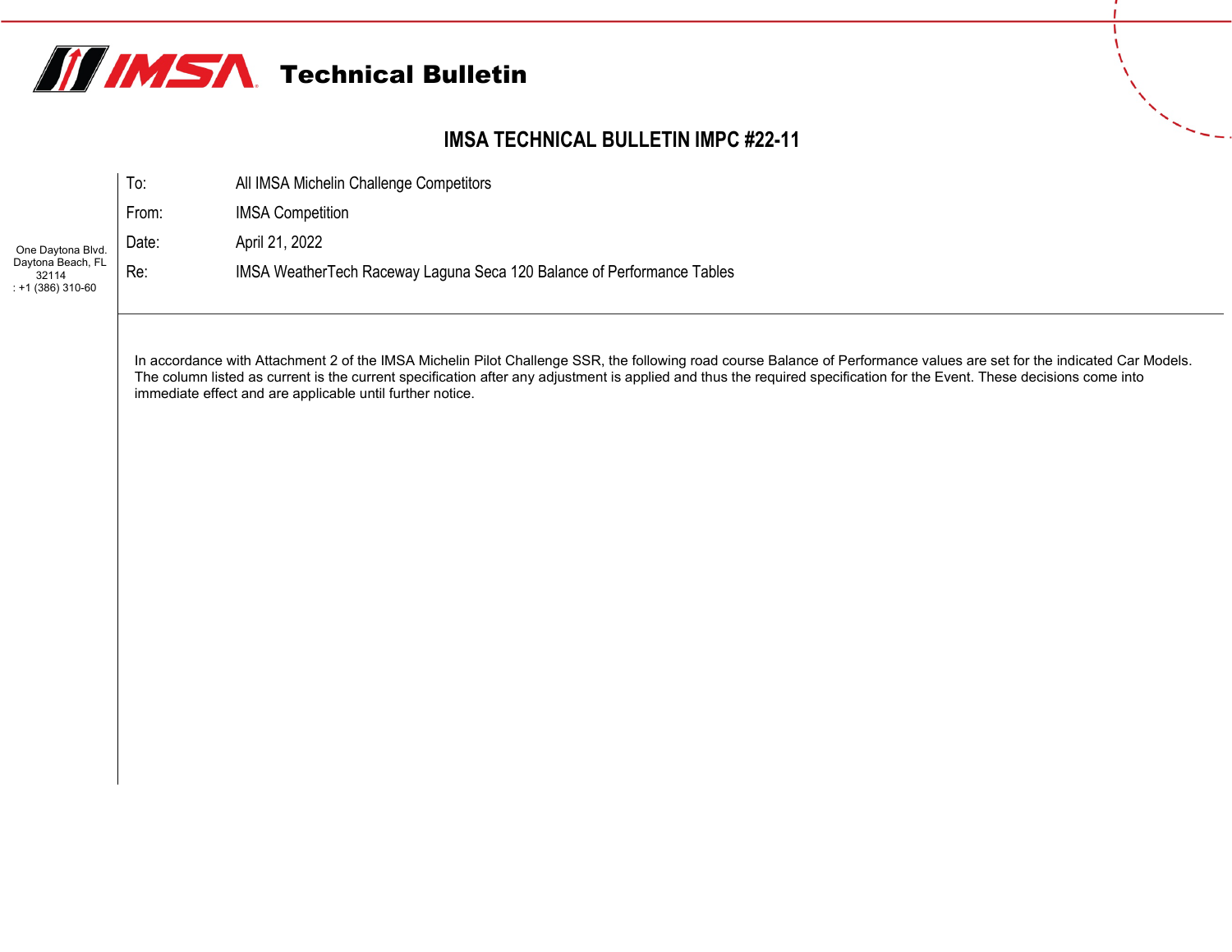# Technical Bulletin

## IMSA TECHNICAL BULLETIN IMPC #22-11

One Daytona Blvd.
Daytona Beach, FL
32114
: +1 (386) 310-60

| | |
|---|---|
| To: | All IMSA Michelin Challenge Competitors |
| From: | IMSA Competition |
| Date: | April 21, 2022 |
| Re: | IMSA WeatherTech Raceway Laguna Seca 120 Balance of Performance Tables |

In accordance with Attachment 2 of the IMSA Michelin Pilot Challenge SSR, the following road course Balance of Performance values are set for the indicated Car Models. The column listed as current is the current specification after any adjustment is applied and thus the required specification for the Event. These decisions come into immediate effect and are applicable until further notice.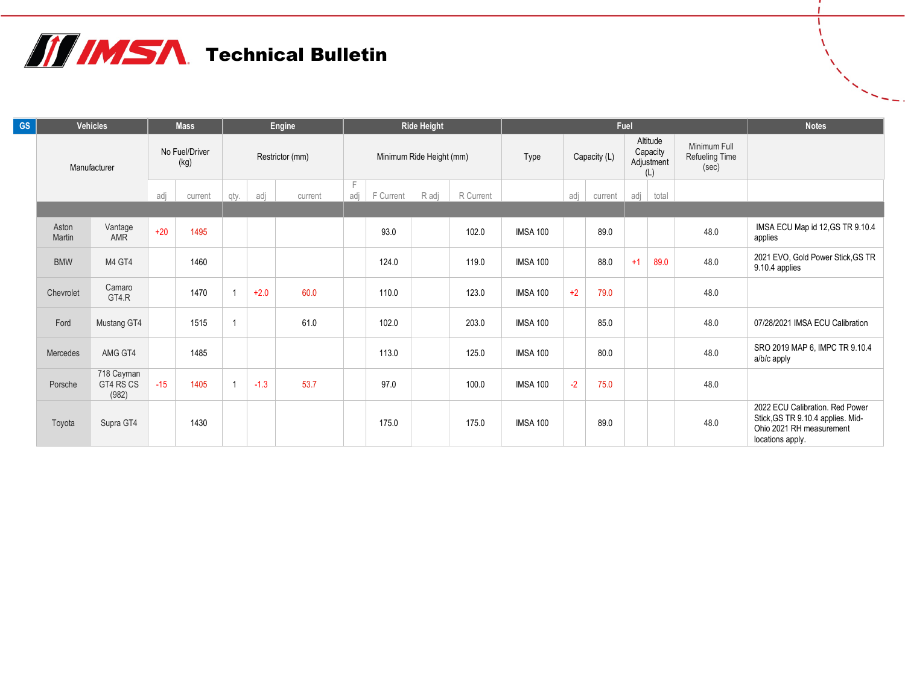# IMSA Technical Bulletin

| GS | Vehicles | | Mass | | Engine | | | Ride Height | | | | Fuel | | | | | | Notes |
|---|---|---|---|---|---|---|---|---|---|---|---|---|---|---|---|---|---|---|
| | Manufacturer | | No Fuel/Driver (kg) | | Restrictor (mm) | | | Minimum Ride Height (mm) | | | | Type | Capacity (L) | | Altitude Capacity Adjustment (L) | | Minimum Full Refueling Time (sec) | |
| | | | adj | current | qty. | adj | current | F adj | F Current | R adj | R Current | | adj | current | adj | total | | |
| | Aston Martin | Vantage AMR | +20 | 1495 | | | | | 93.0 | | 102.0 | IMSA 100 | | 89.0 | | | 48.0 | IMSA ECU Map id 12,GS TR 9.10.4 applies |
| | BMW | M4 GT4 | | 1460 | | | | | 124.0 | | 119.0 | IMSA 100 | | 88.0 | +1 | 89.0 | 48.0 | 2021 EVO, Gold Power Stick,GS TR 9.10.4 applies |
| | Chevrolet | Camaro GT4.R | | 1470 | 1 | +2.0 | 60.0 | | 110.0 | | 123.0 | IMSA 100 | +2 | 79.0 | | | 48.0 | |
| | Ford | Mustang GT4 | | 1515 | 1 | | 61.0 | | 102.0 | | 203.0 | IMSA 100 | | 85.0 | | | 48.0 | 07/28/2021 IMSA ECU Calibration |
| | Mercedes | AMG GT4 | | 1485 | | | | | 113.0 | | 125.0 | IMSA 100 | | 80.0 | | | 48.0 | SRO 2019 MAP 6, IMPC TR 9.10.4 a/b/c apply |
| | Porsche | 718 Cayman GT4 RS CS (982) | -15 | 1405 | 1 | -1.3 | 53.7 | | 97.0 | | 100.0 | IMSA 100 | -2 | 75.0 | | | 48.0 | |
| | Toyota | Supra GT4 | | 1430 | | | | | 175.0 | | 175.0 | IMSA 100 | | 89.0 | | | 48.0 | 2022 ECU Calibration. Red Power Stick,GS TR 9.10.4 applies. Mid-Ohio 2021 RH measurement locations apply. |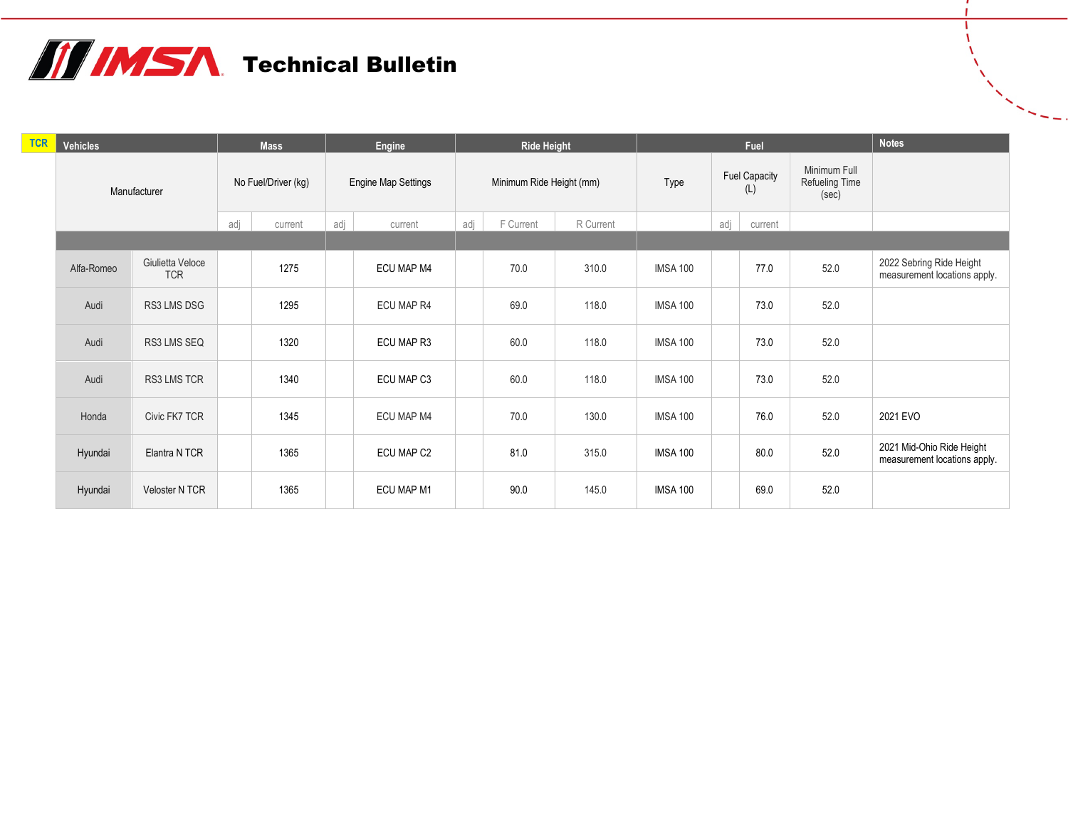# IMSA Technical Bulletin

| TCR Vehicles | | Mass | | Engine | | Ride Height | | | Fuel | | | | Notes |
|---|---|---|---|---|---|---|---|---|---|---|---|---|---|
| Manufacturer | | No Fuel/Driver (kg) | | Engine Map Settings | | Minimum Ride Height (mm) | | | Type | Fuel Capacity (L) | | Minimum Full Refueling Time (sec) | |
| | | adj | current | adj | current | adj | F Current | R Current | | adj | current | | |
| Alfa-Romeo | Giulietta Veloce TCR | | 1275 | | ECU MAP M4 | | 70.0 | 310.0 | IMSA 100 | | 77.0 | 52.0 | 2022 Sebring Ride Height measurement locations apply. |
| Audi | RS3 LMS DSG | | 1295 | | ECU MAP R4 | | 69.0 | 118.0 | IMSA 100 | | 73.0 | 52.0 | |
| Audi | RS3 LMS SEQ | | 1320 | | ECU MAP R3 | | 60.0 | 118.0 | IMSA 100 | | 73.0 | 52.0 | |
| Audi | RS3 LMS TCR | | 1340 | | ECU MAP C3 | | 60.0 | 118.0 | IMSA 100 | | 73.0 | 52.0 | |
| Honda | Civic FK7 TCR | | 1345 | | ECU MAP M4 | | 70.0 | 130.0 | IMSA 100 | | 76.0 | 52.0 | 2021 EVO |
| Hyundai | Elantra N TCR | | 1365 | | ECU MAP C2 | | 81.0 | 315.0 | IMSA 100 | | 80.0 | 52.0 | 2021 Mid-Ohio Ride Height measurement locations apply. |
| Hyundai | Veloster N TCR | | 1365 | | ECU MAP M1 | | 90.0 | 145.0 | IMSA 100 | | 69.0 | 52.0 | |